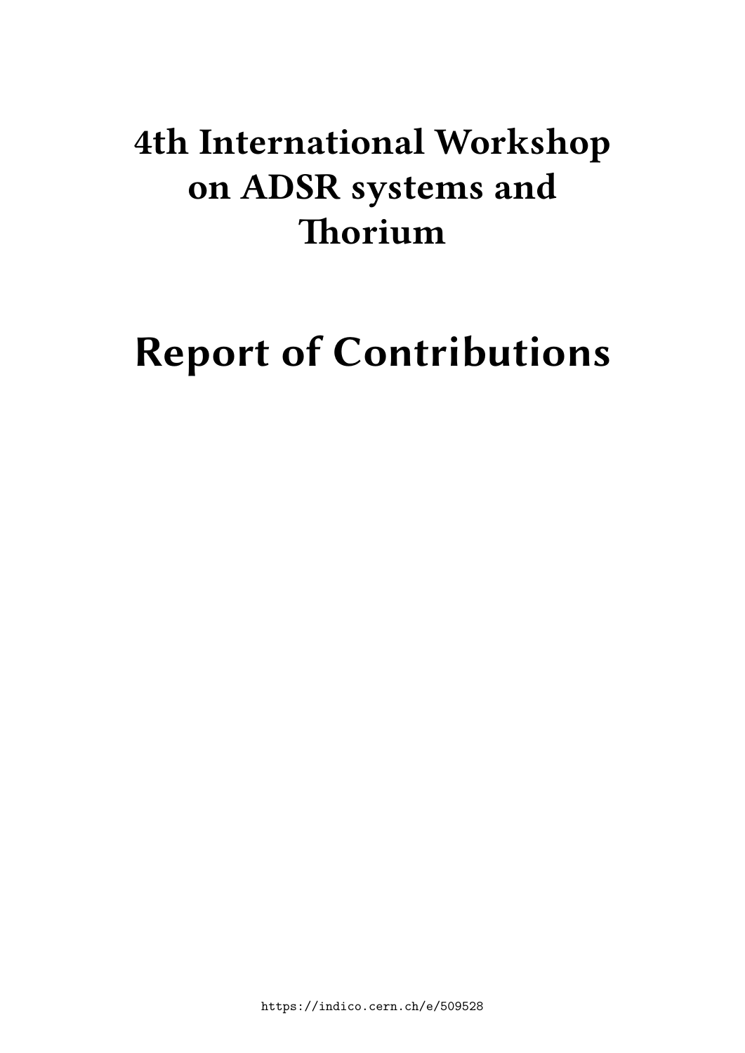# 4th International Workshop on ADSR systems and Thorium

# Report of Contributions

https://indico.cern.ch/e/509528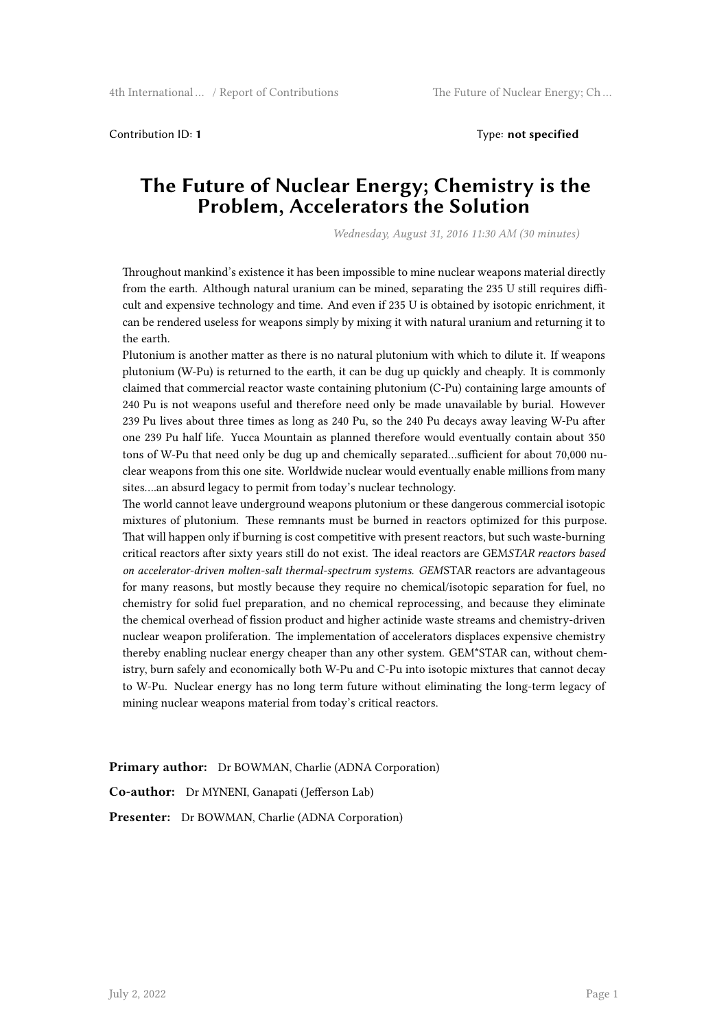Contribution ID: **1**

Type: **not specified**

# The Future of Nuclear Energy; Chemistry is the Problem, Accelerators the Solution

*Wednesday, August 31, 2016 11:30 AM (30 minutes)*

Throughout mankind's existence it has been impossible to mine nuclear weapons material directly from the earth. Although natural uranium can be mined, separating the 235 U still requires difficult and expensive technology and time. And even if 235 U is obtained by isotopic enrichment, it can be rendered useless for weapons simply by mixing it with natural uranium and returning it to the earth.

Plutonium is another matter as there is no natural plutonium with which to dilute it. If weapons plutonium (W-Pu) is returned to the earth, it can be dug up quickly and cheaply. It is commonly claimed that commercial reactor waste containing plutonium (C-Pu) containing large amounts of 240 Pu is not weapons useful and therefore need only be made unavailable by burial. However 239 Pu lives about three times as long as 240 Pu, so the 240 Pu decays away leaving W-Pu after one 239 Pu half life. Yucca Mountain as planned therefore would eventually contain about 350 tons of W-Pu that need only be dug up and chemically separated…sufficient for about 70,000 nuclear weapons from this one site. Worldwide nuclear would eventually enable millions from many sites….an absurd legacy to permit from today's nuclear technology.

The world cannot leave underground weapons plutonium or these dangerous commercial isotopic mixtures of plutonium. These remnants must be burned in reactors optimized for this purpose. That will happen only if burning is cost competitive with present reactors, but such waste-burning critical reactors after sixty years still do not exist. The ideal reactors are GEM*STAR reactors based on accelerator-driven molten-salt thermal-spectrum systems. GEM*STAR reactors are advantageous for many reasons, but mostly because they require no chemical/isotopic separation for fuel, no chemistry for solid fuel preparation, and no chemical reprocessing, and because they eliminate the chemical overhead of fission product and higher actinide waste streams and chemistry-driven nuclear weapon proliferation. The implementation of accelerators displaces expensive chemistry thereby enabling nuclear energy cheaper than any other system. GEM*STAR can, without chemistry, burn safely and economically both W-Pu and C-Pu into isotopic mixtures that cannot decay to W-Pu. Nuclear energy has no long term future without eliminating the long-term legacy of mining nuclear weapons material from today's critical reactors.

**Primary author:** Dr BOWMAN, Charlie (ADNA Corporation)

**Co-author:** Dr MYNENI, Ganapati (Jefferson Lab)

**Presenter:** Dr BOWMAN, Charlie (ADNA Corporation)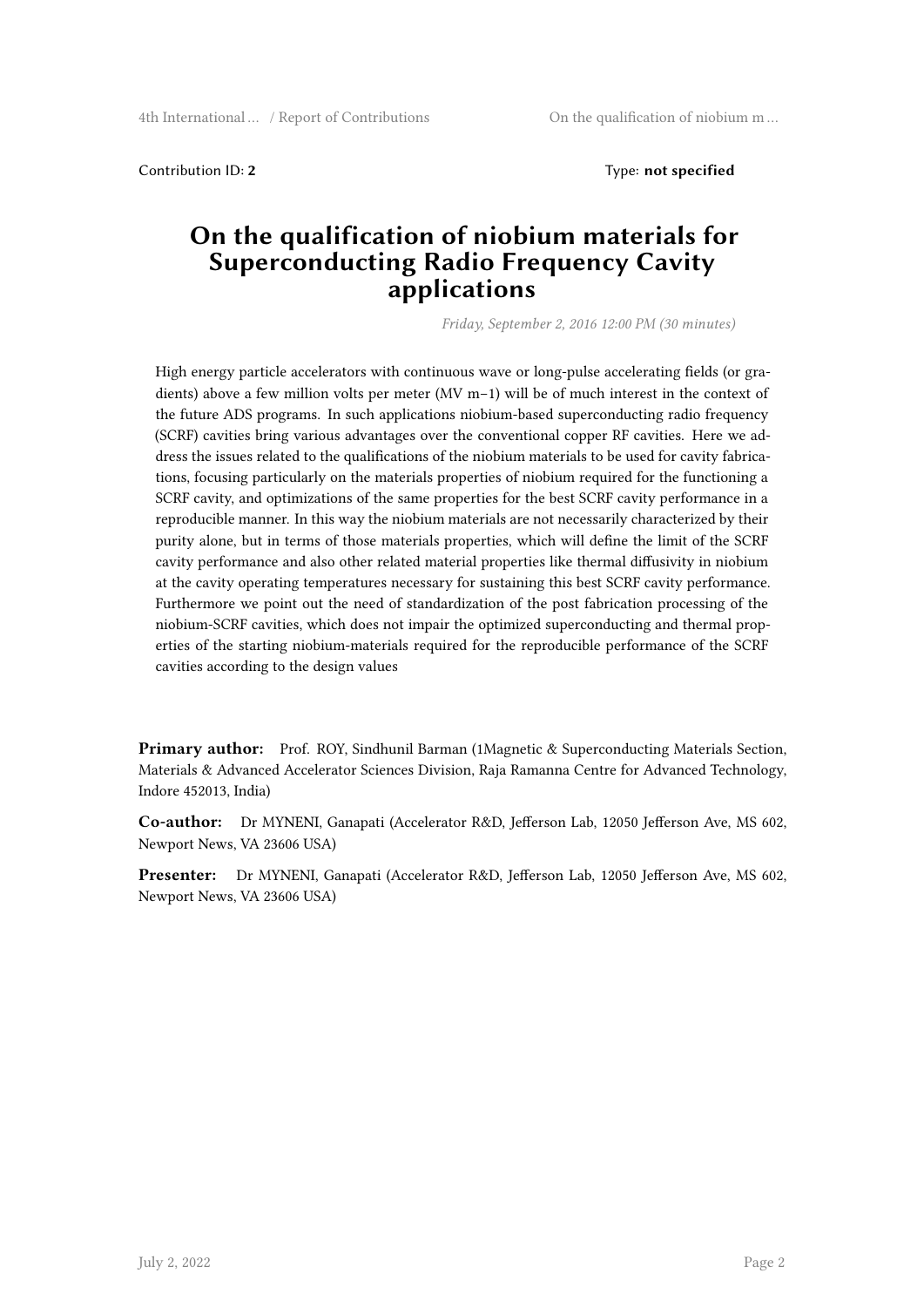Contribution ID: **2** Type: **not specified**

# On the qualification of niobium materials for Superconducting Radio Frequency Cavity applications

*Friday, September 2, 2016 12:00 PM (30 minutes)*

High energy particle accelerators with continuous wave or long-pulse accelerating fields (or gradients) above a few million volts per meter (MV m−1) will be of much interest in the context of the future ADS programs. In such applications niobium-based superconducting radio frequency (SCRF) cavities bring various advantages over the conventional copper RF cavities. Here we address the issues related to the qualifications of the niobium materials to be used for cavity fabrications, focusing particularly on the materials properties of niobium required for the functioning a SCRF cavity, and optimizations of the same properties for the best SCRF cavity performance in a reproducible manner. In this way the niobium materials are not necessarily characterized by their purity alone, but in terms of those materials properties, which will define the limit of the SCRF cavity performance and also other related material properties like thermal diffusivity in niobium at the cavity operating temperatures necessary for sustaining this best SCRF cavity performance. Furthermore we point out the need of standardization of the post fabrication processing of the niobium-SCRF cavities, which does not impair the optimized superconducting and thermal properties of the starting niobium-materials required for the reproducible performance of the SCRF cavities according to the design values

**Primary author:** Prof. ROY, Sindhunil Barman (1Magnetic & Superconducting Materials Section, Materials & Advanced Accelerator Sciences Division, Raja Ramanna Centre for Advanced Technology, Indore 452013, India)

**Co-author:** Dr MYNENI, Ganapati (Accelerator R&D, Jefferson Lab, 12050 Jefferson Ave, MS 602, Newport News, VA 23606 USA)

**Presenter:** Dr MYNENI, Ganapati (Accelerator R&D, Jefferson Lab, 12050 Jefferson Ave, MS 602, Newport News, VA 23606 USA)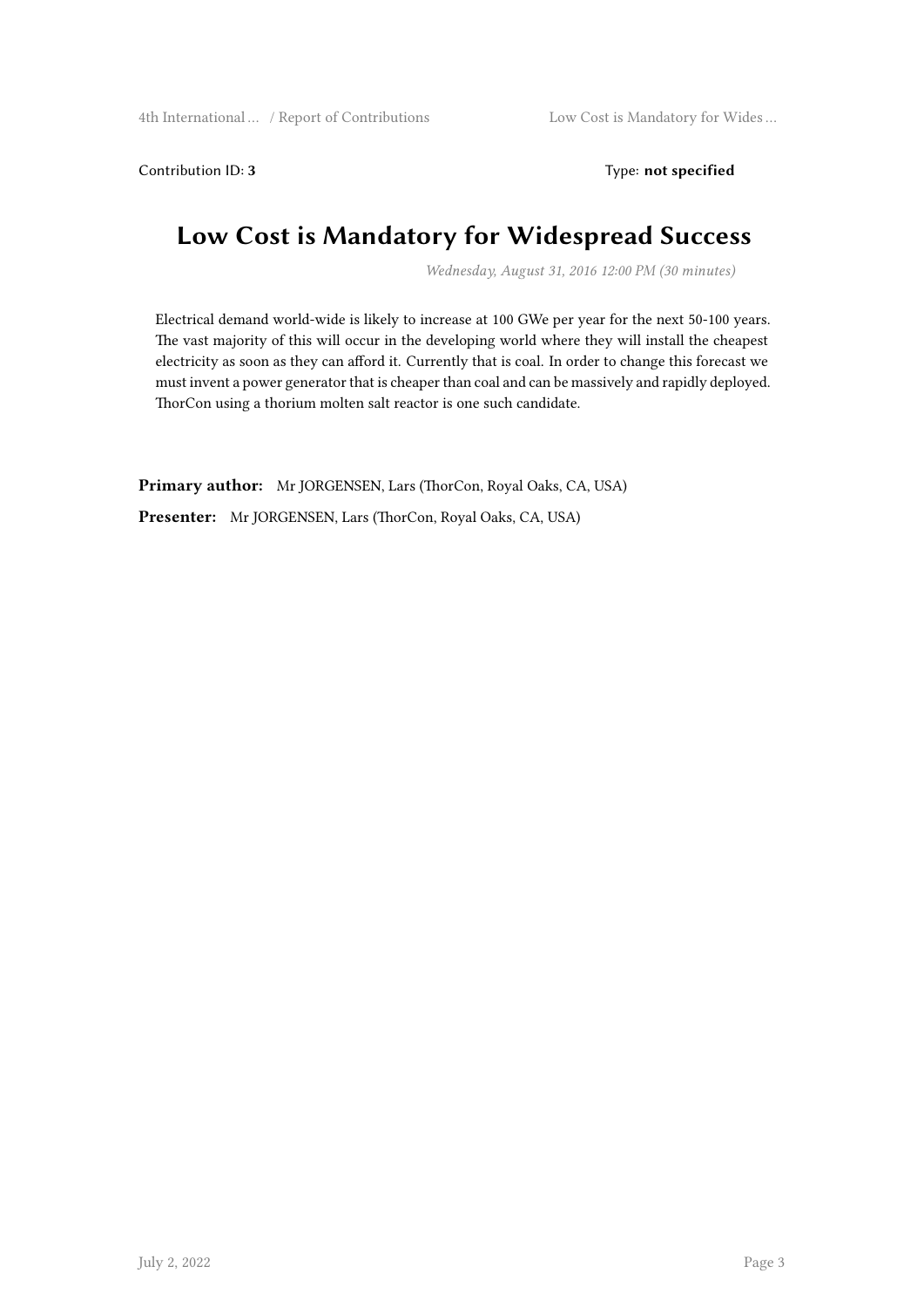Contribution ID: **3** Type: **not specified**

# Low Cost is Mandatory for Widespread Success

*Wednesday, August 31, 2016 12:00 PM (30 minutes)*

Electrical demand world-wide is likely to increase at 100 GWe per year for the next 50-100 years. The vast majority of this will occur in the developing world where they will install the cheapest electricity as soon as they can afford it. Currently that is coal. In order to change this forecast we must invent a power generator that is cheaper than coal and can be massively and rapidly deployed. ThorCon using a thorium molten salt reactor is one such candidate.

**Primary author:** Mr JORGENSEN, Lars (ThorCon, Royal Oaks, CA, USA)

**Presenter:** Mr JORGENSEN, Lars (ThorCon, Royal Oaks, CA, USA)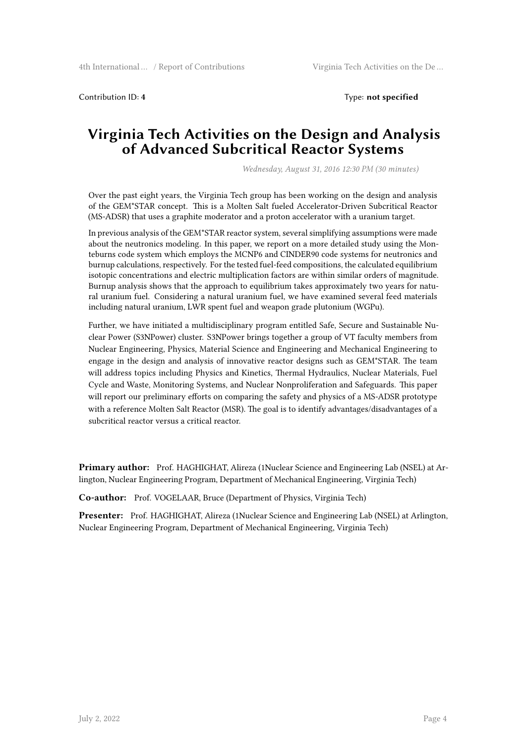Contribution ID: **4** Type: **not specified**

# Virginia Tech Activities on the Design and Analysis of Advanced Subcritical Reactor Systems

*Wednesday, August 31, 2016 12:30 PM (30 minutes)*

Over the past eight years, the Virginia Tech group has been working on the design and analysis of the GEM*STAR concept. This is a Molten Salt fueled Accelerator-Driven Subcritical Reactor (MS-ADSR) that uses a graphite moderator and a proton accelerator with a uranium target.

In previous analysis of the GEM*STAR reactor system, several simplifying assumptions were made about the neutronics modeling. In this paper, we report on a more detailed study using the Monteburns code system which employs the MCNP6 and CINDER90 code systems for neutronics and burnup calculations, respectively. For the tested fuel-feed compositions, the calculated equilibrium isotopic concentrations and electric multiplication factors are within similar orders of magnitude. Burnup analysis shows that the approach to equilibrium takes approximately two years for natural uranium fuel. Considering a natural uranium fuel, we have examined several feed materials including natural uranium, LWR spent fuel and weapon grade plutonium (WGPu).

Further, we have initiated a multidisciplinary program entitled Safe, Secure and Sustainable Nuclear Power (S3NPower) cluster. S3NPower brings together a group of VT faculty members from Nuclear Engineering, Physics, Material Science and Engineering and Mechanical Engineering to engage in the design and analysis of innovative reactor designs such as GEM*STAR. The team will address topics including Physics and Kinetics, Thermal Hydraulics, Nuclear Materials, Fuel Cycle and Waste, Monitoring Systems, and Nuclear Nonproliferation and Safeguards. This paper will report our preliminary efforts on comparing the safety and physics of a MS-ADSR prototype with a reference Molten Salt Reactor (MSR). The goal is to identify advantages/disadvantages of a subcritical reactor versus a critical reactor.

**Primary author:** Prof. HAGHIGHAT, Alireza (1Nuclear Science and Engineering Lab (NSEL) at Arlington, Nuclear Engineering Program, Department of Mechanical Engineering, Virginia Tech)

**Co-author:** Prof. VOGELAAR, Bruce (Department of Physics, Virginia Tech)

**Presenter:** Prof. HAGHIGHAT, Alireza (1Nuclear Science and Engineering Lab (NSEL) at Arlington, Nuclear Engineering Program, Department of Mechanical Engineering, Virginia Tech)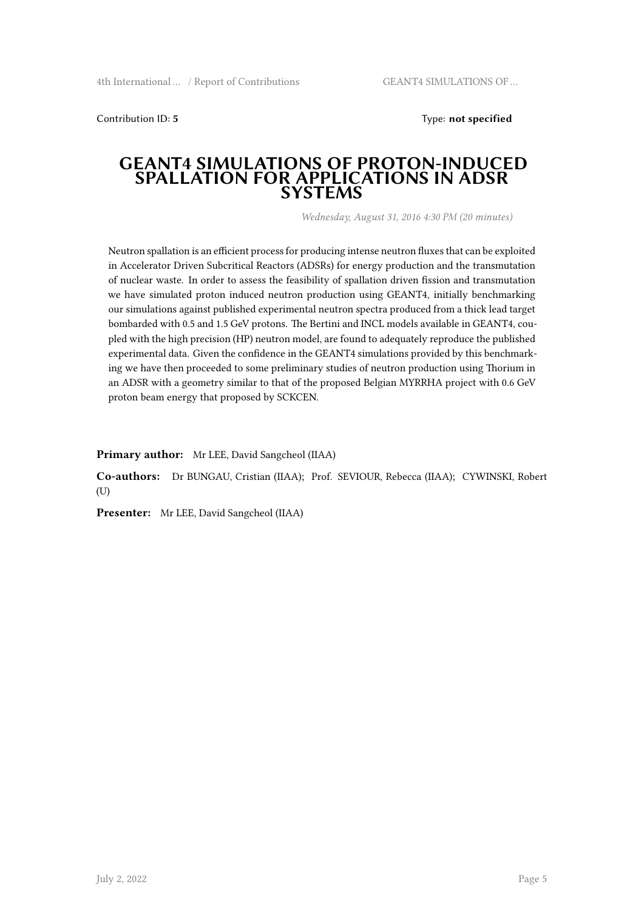Contribution ID: **5**

Type: **not specified**

# GEANT4 SIMULATIONS OF PROTON-INDUCED SPALLATION FOR APPLICATIONS IN ADSR SYSTEMS

*Wednesday, August 31, 2016 4:30 PM (20 minutes)*

Neutron spallation is an efficient process for producing intense neutron fluxes that can be exploited in Accelerator Driven Subcritical Reactors (ADSRs) for energy production and the transmutation of nuclear waste. In order to assess the feasibility of spallation driven fission and transmutation we have simulated proton induced neutron production using GEANT4, initially benchmarking our simulations against published experimental neutron spectra produced from a thick lead target bombarded with 0.5 and 1.5 GeV protons. The Bertini and INCL models available in GEANT4, coupled with the high precision (HP) neutron model, are found to adequately reproduce the published experimental data. Given the confidence in the GEANT4 simulations provided by this benchmarking we have then proceeded to some preliminary studies of neutron production using Thorium in an ADSR with a geometry similar to that of the proposed Belgian MYRRHA project with 0.6 GeV proton beam energy that proposed by SCKCEN.

**Primary author:** Mr LEE, David Sangcheol (IIAA)

**Co-authors:** Dr BUNGAU, Cristian (IIAA); Prof. SEVIOUR, Rebecca (IIAA); CYWINSKI, Robert (U)

**Presenter:** Mr LEE, David Sangcheol (IIAA)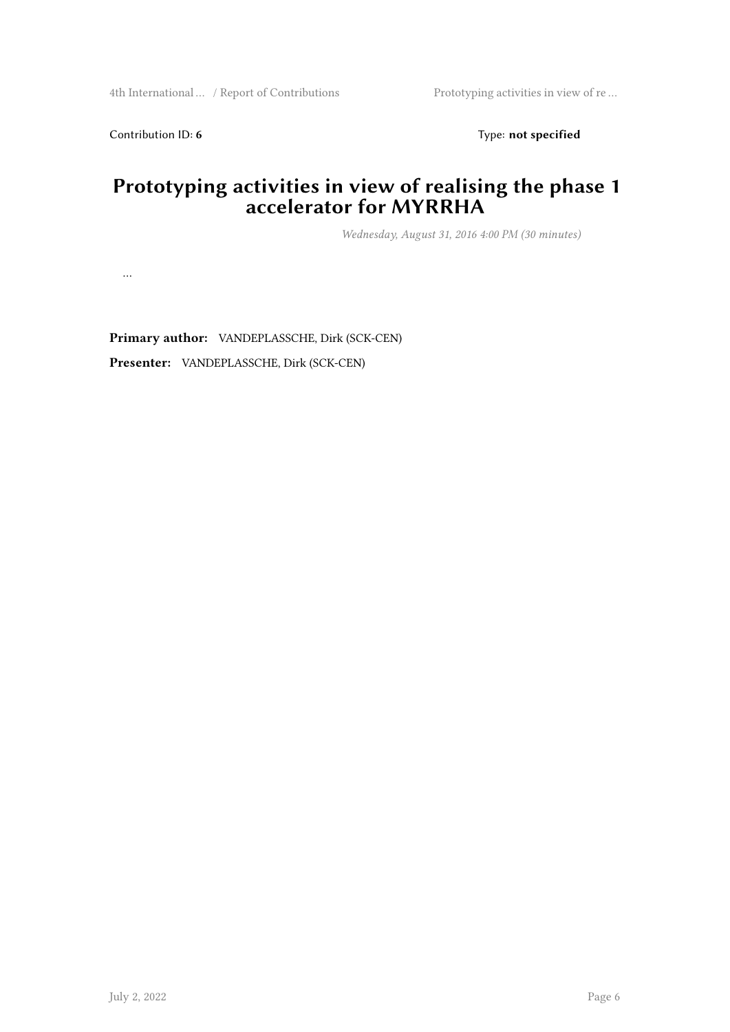Contribution ID: **6** Type: **not specified**

# Prototyping activities in view of realising the phase 1 accelerator for MYRRHA

*Wednesday, August 31, 2016 4:00 PM (30 minutes)*

…

**Primary author:** VANDEPLASSCHE, Dirk (SCK-CEN)

**Presenter:** VANDEPLASSCHE, Dirk (SCK-CEN)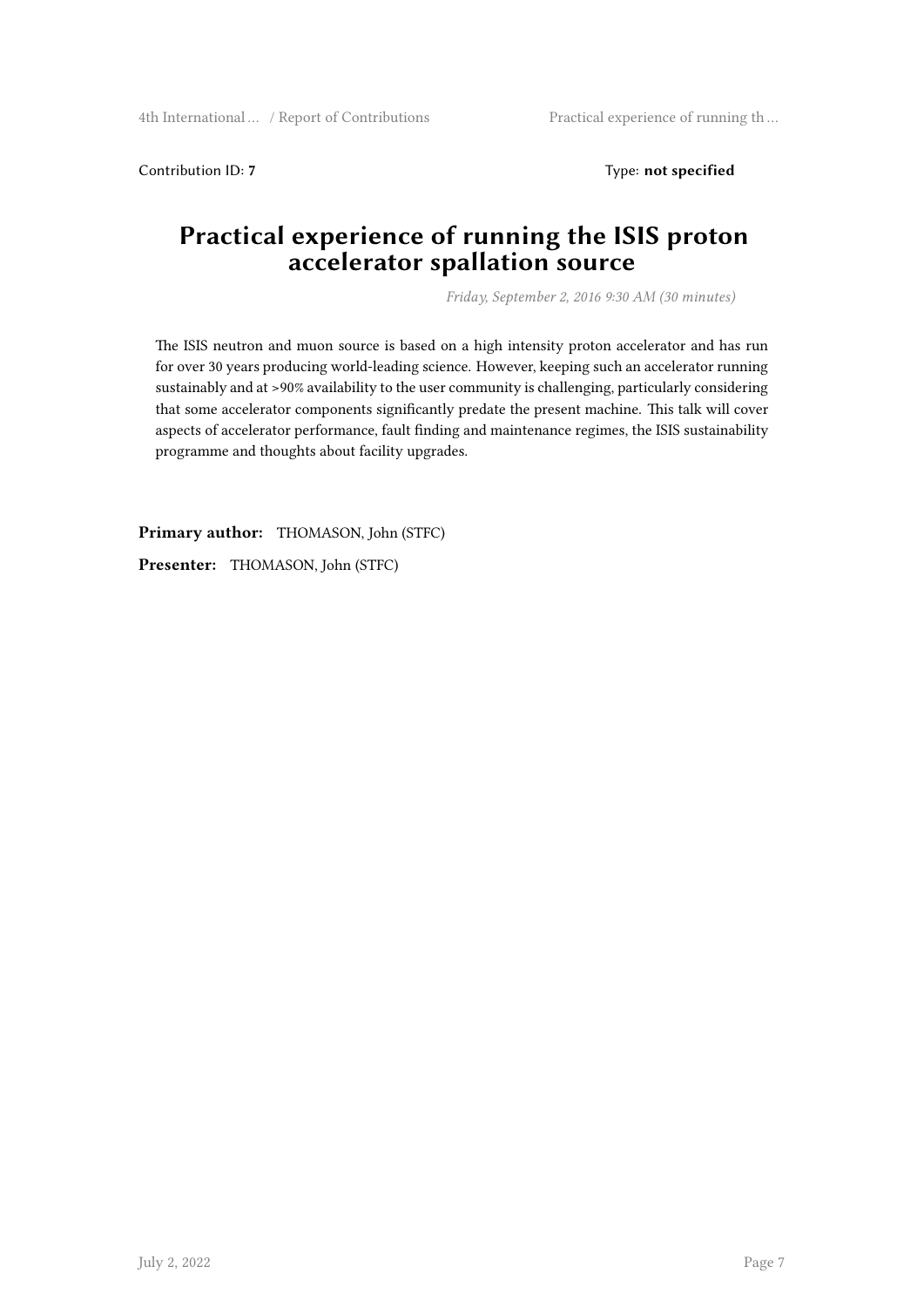Contribution ID: **7**

Type: **not specified**

# Practical experience of running the ISIS proton accelerator spallation source

*Friday, September 2, 2016 9:30 AM (30 minutes)*

The ISIS neutron and muon source is based on a high intensity proton accelerator and has run for over 30 years producing world-leading science. However, keeping such an accelerator running sustainably and at >90% availability to the user community is challenging, particularly considering that some accelerator components significantly predate the present machine. This talk will cover aspects of accelerator performance, fault finding and maintenance regimes, the ISIS sustainability programme and thoughts about facility upgrades.

**Primary author:** THOMASON, John (STFC)

**Presenter:** THOMASON, John (STFC)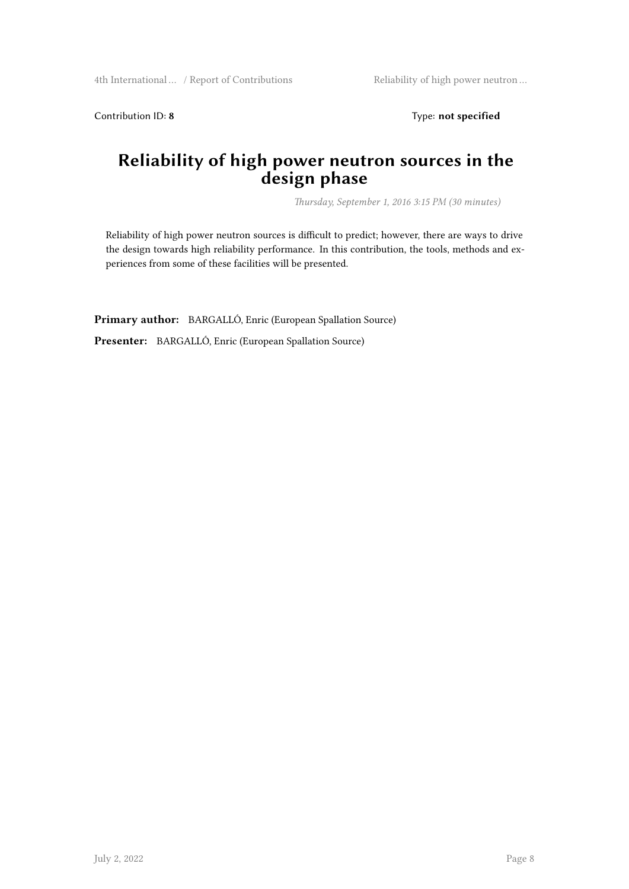Contribution ID: **8** Type: **not specified**

# Reliability of high power neutron sources in the design phase

*Thursday, September 1, 2016 3:15 PM (30 minutes)*

Reliability of high power neutron sources is difficult to predict; however, there are ways to drive the design towards high reliability performance. In this contribution, the tools, methods and experiences from some of these facilities will be presented.

**Primary author:** BARGALLÓ, Enric (European Spallation Source)

**Presenter:** BARGALLÓ, Enric (European Spallation Source)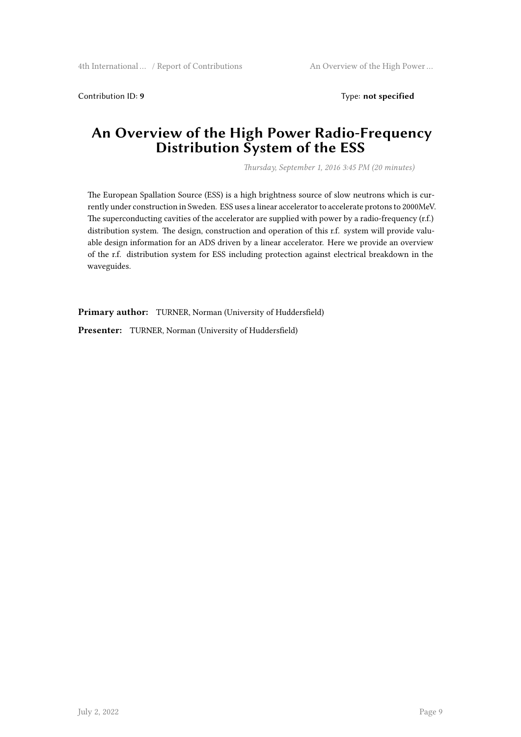Contribution ID: **9** Type: **not specified**

# An Overview of the High Power Radio-Frequency Distribution System of the ESS

*Thursday, September 1, 2016 3:45 PM (20 minutes)*

The European Spallation Source (ESS) is a high brightness source of slow neutrons which is currently under construction in Sweden. ESS uses a linear accelerator to accelerate protons to 2000MeV. The superconducting cavities of the accelerator are supplied with power by a radio-frequency (r.f.) distribution system. The design, construction and operation of this r.f. system will provide valuable design information for an ADS driven by a linear accelerator. Here we provide an overview of the r.f. distribution system for ESS including protection against electrical breakdown in the waveguides.

**Primary author:** TURNER, Norman (University of Huddersfield)

**Presenter:** TURNER, Norman (University of Huddersfield)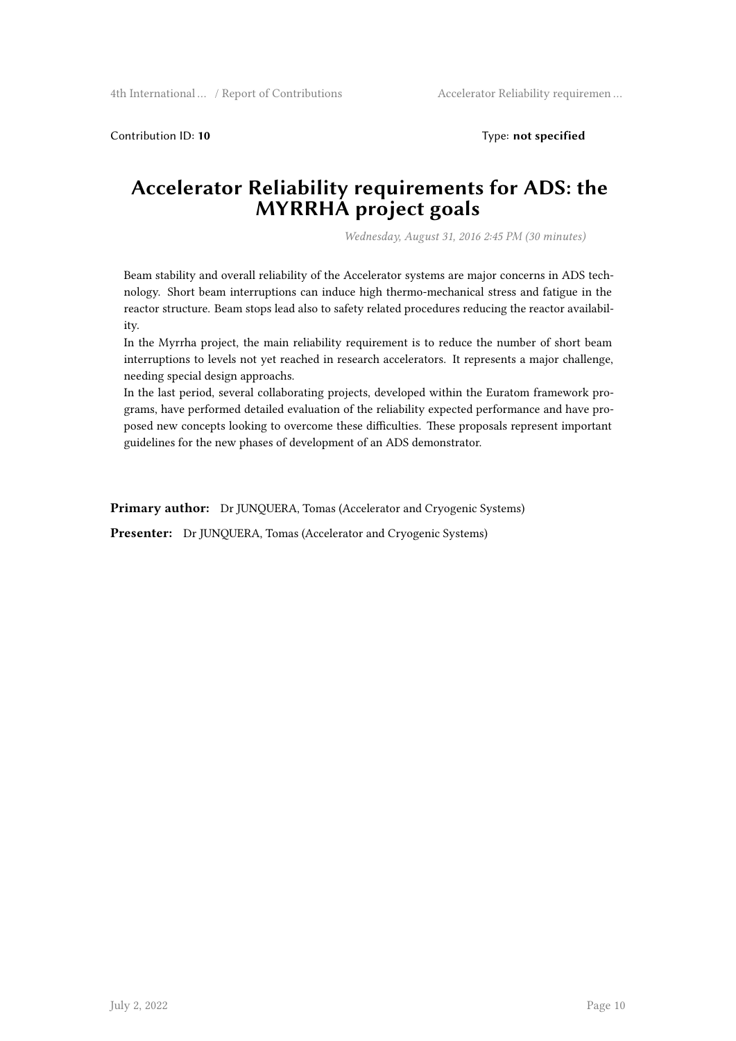Contribution ID: **10** Type: **not specified**

# Accelerator Reliability requirements for ADS: the MYRRHA project goals

*Wednesday, August 31, 2016 2:45 PM (30 minutes)*

Beam stability and overall reliability of the Accelerator systems are major concerns in ADS technology. Short beam interruptions can induce high thermo-mechanical stress and fatigue in the reactor structure. Beam stops lead also to safety related procedures reducing the reactor availability.

In the Myrrha project, the main reliability requirement is to reduce the number of short beam interruptions to levels not yet reached in research accelerators. It represents a major challenge, needing special design approachs.

In the last period, several collaborating projects, developed within the Euratom framework programs, have performed detailed evaluation of the reliability expected performance and have proposed new concepts looking to overcome these difficulties. These proposals represent important guidelines for the new phases of development of an ADS demonstrator.

**Primary author:** Dr JUNQUERA, Tomas (Accelerator and Cryogenic Systems)

**Presenter:** Dr JUNQUERA, Tomas (Accelerator and Cryogenic Systems)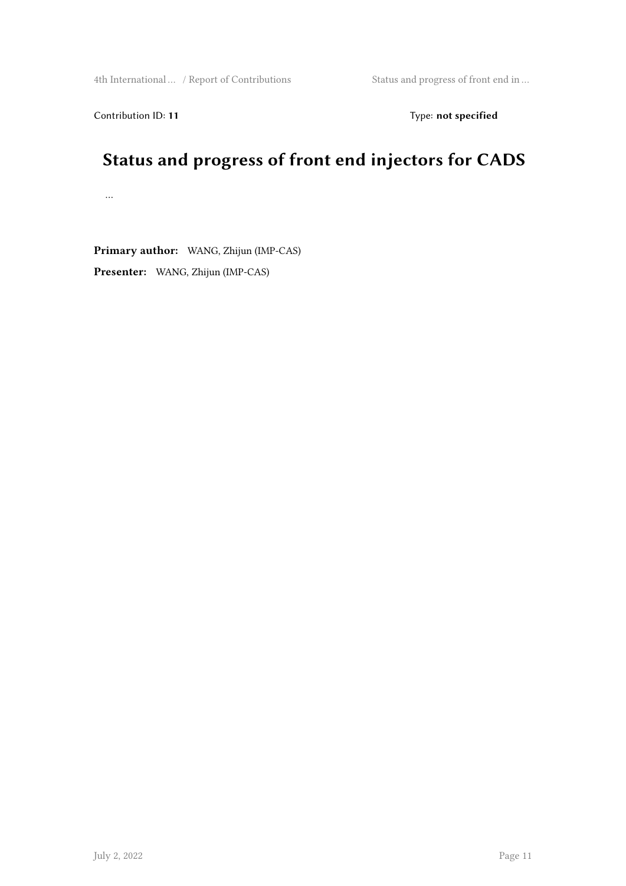Contribution ID: **11** Type: **not specified**

# Status and progress of front end injectors for CADS

…

**Primary author:** WANG, Zhijun (IMP-CAS)

**Presenter:** WANG, Zhijun (IMP-CAS)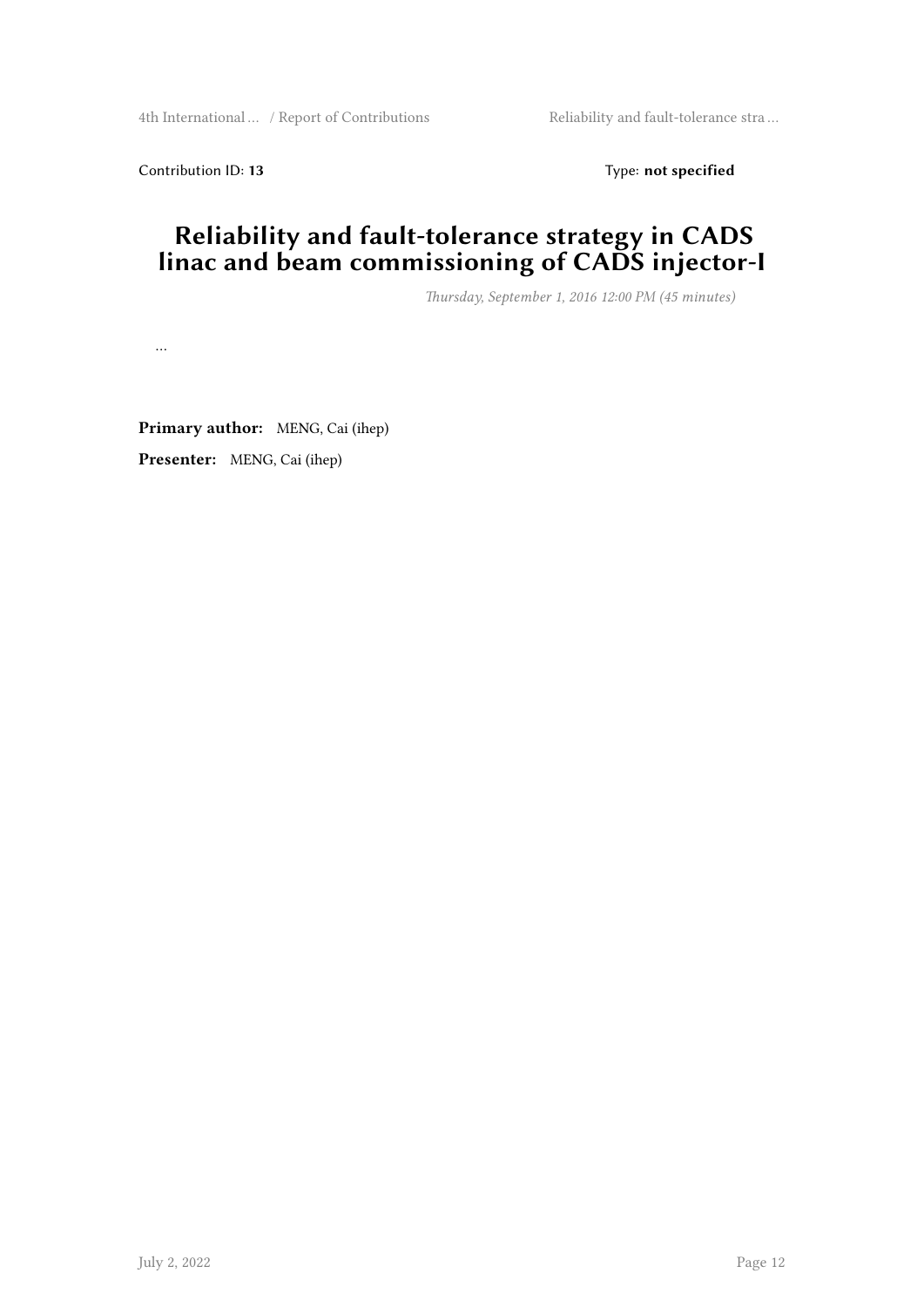Contribution ID: **13** Type: **not specified**

# Reliability and fault-tolerance strategy in CADS linac and beam commissioning of CADS injector-I

*Thursday, September 1, 2016 12:00 PM (45 minutes)*

…

**Primary author:** MENG, Cai (ihep)

**Presenter:** MENG, Cai (ihep)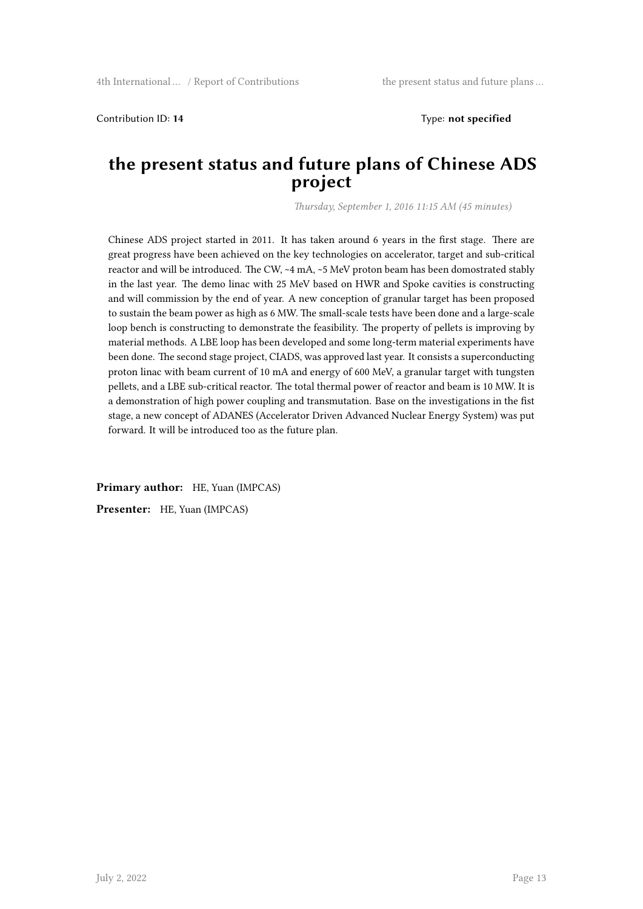Contribution ID: **14** Type: **not specified**

# the present status and future plans of Chinese ADS project

*Thursday, September 1, 2016 11:15 AM (45 minutes)*

Chinese ADS project started in 2011. It has taken around 6 years in the first stage. There are great progress have been achieved on the key technologies on accelerator, target and sub-critical reactor and will be introduced. The CW, ~4 mA, ~5 MeV proton beam has been domostrated stably in the last year. The demo linac with 25 MeV based on HWR and Spoke cavities is constructing and will commission by the end of year. A new conception of granular target has been proposed to sustain the beam power as high as 6 MW. The small-scale tests have been done and a large-scale loop bench is constructing to demonstrate the feasibility. The property of pellets is improving by material methods. A LBE loop has been developed and some long-term material experiments have been done. The second stage project, CIADS, was approved last year. It consists a superconducting proton linac with beam current of 10 mA and energy of 600 MeV, a granular target with tungsten pellets, and a LBE sub-critical reactor. The total thermal power of reactor and beam is 10 MW. It is a demonstration of high power coupling and transmutation. Base on the investigations in the fist stage, a new concept of ADANES (Accelerator Driven Advanced Nuclear Energy System) was put forward. It will be introduced too as the future plan.

**Primary author:** HE, Yuan (IMPCAS)

**Presenter:** HE, Yuan (IMPCAS)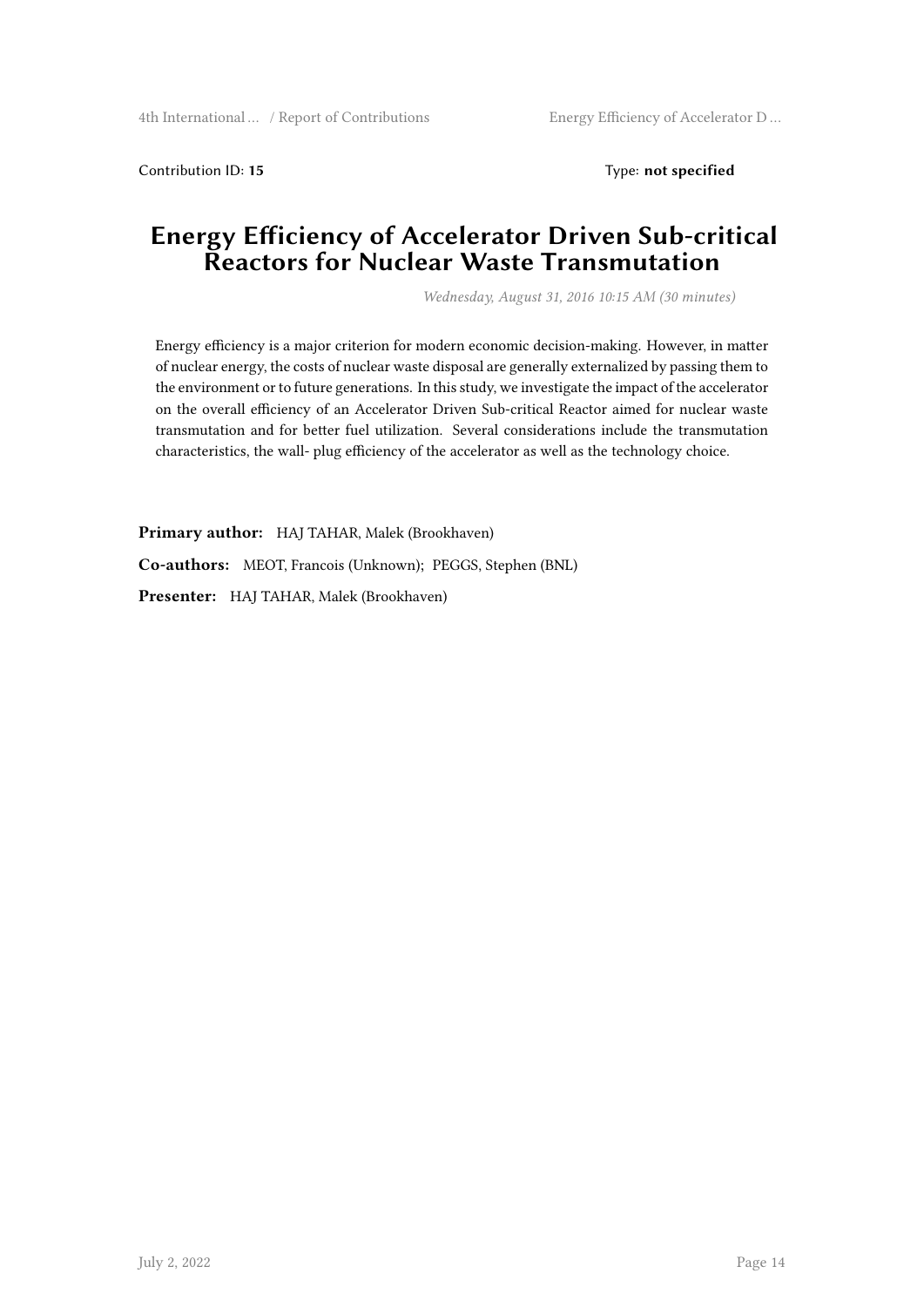Contribution ID: **15** Type: **not specified**

# Energy Efficiency of Accelerator Driven Sub-critical Reactors for Nuclear Waste Transmutation

*Wednesday, August 31, 2016 10:15 AM (30 minutes)*

Energy efficiency is a major criterion for modern economic decision-making. However, in matter of nuclear energy, the costs of nuclear waste disposal are generally externalized by passing them to the environment or to future generations. In this study, we investigate the impact of the accelerator on the overall efficiency of an Accelerator Driven Sub-critical Reactor aimed for nuclear waste transmutation and for better fuel utilization. Several considerations include the transmutation characteristics, the wall- plug efficiency of the accelerator as well as the technology choice.

**Primary author:** HAJ TAHAR, Malek (Brookhaven)

**Co-authors:** MEOT, Francois (Unknown); PEGGS, Stephen (BNL)

**Presenter:** HAJ TAHAR, Malek (Brookhaven)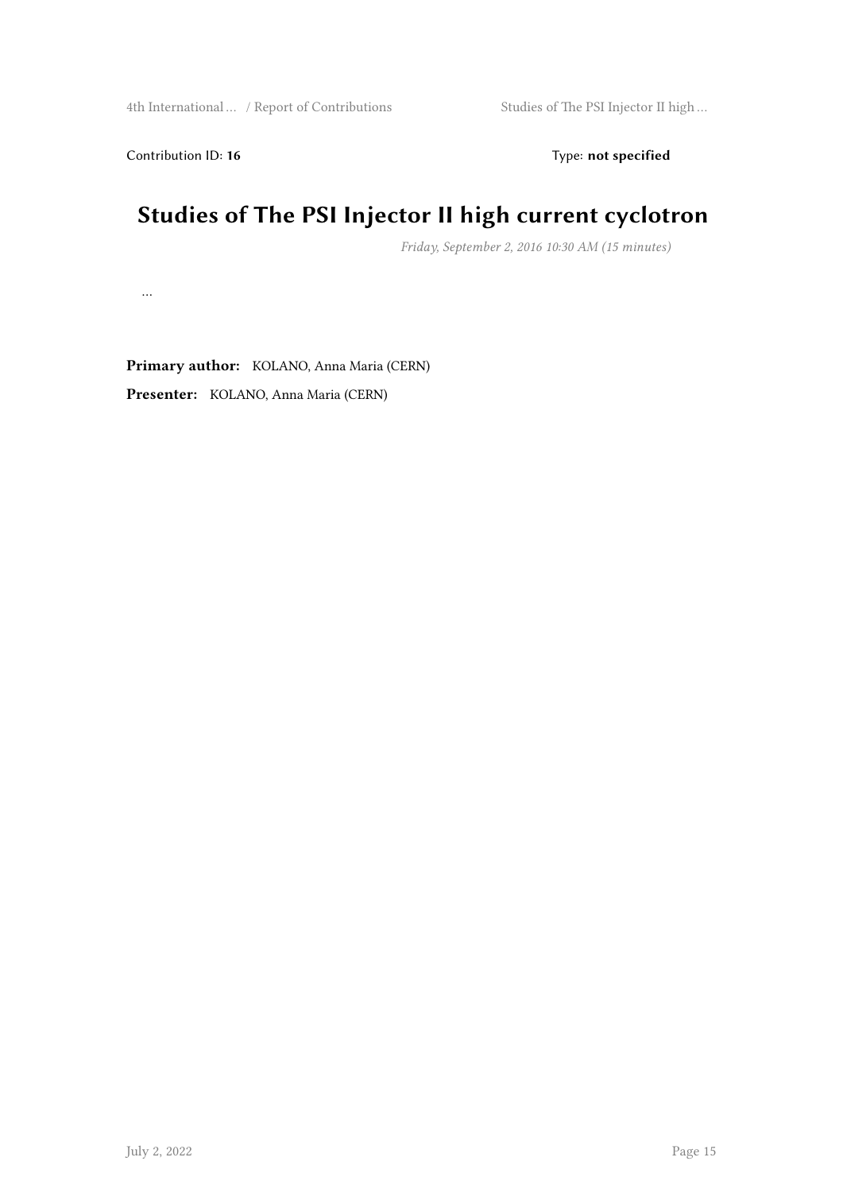Contribution ID: **16** Type: **not specified**

# Studies of The PSI Injector II high current cyclotron

*Friday, September 2, 2016 10:30 AM (15 minutes)*

…

**Primary author:** KOLANO, Anna Maria (CERN)

**Presenter:** KOLANO, Anna Maria (CERN)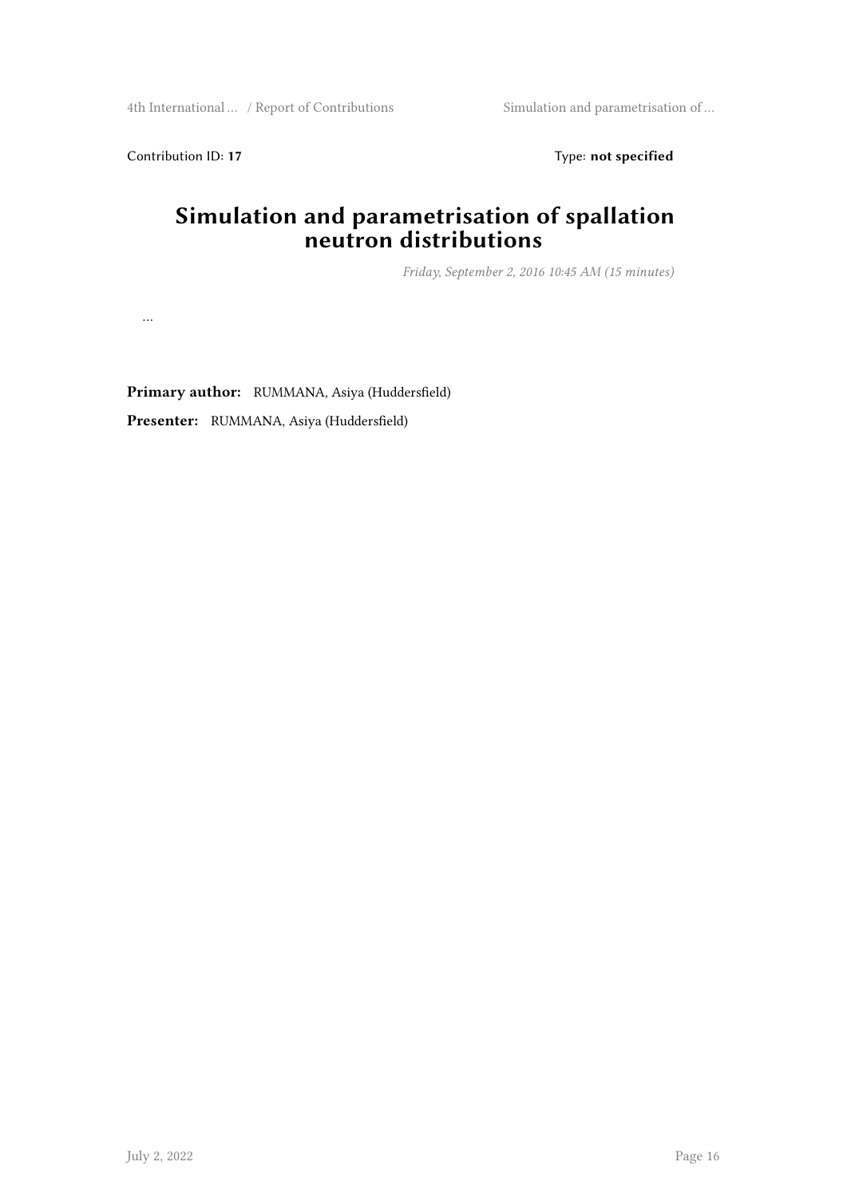Contribution ID: **17**

Type: **not specified**

# Simulation and parametrisation of spallation neutron distributions

*Friday, September 2, 2016 10:45 AM (15 minutes)*

…

**Primary author:** RUMMANA, Asiya (Huddersfield)

**Presenter:** RUMMANA, Asiya (Huddersfield)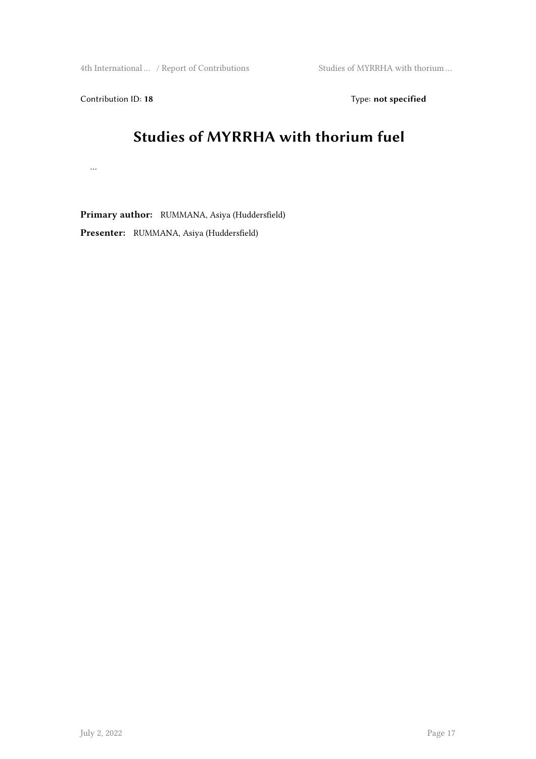Contribution ID: **18** Type: **not specified**

# Studies of MYRRHA with thorium fuel

…

**Primary author:** RUMMANA, Asiya (Huddersfield)

**Presenter:** RUMMANA, Asiya (Huddersfield)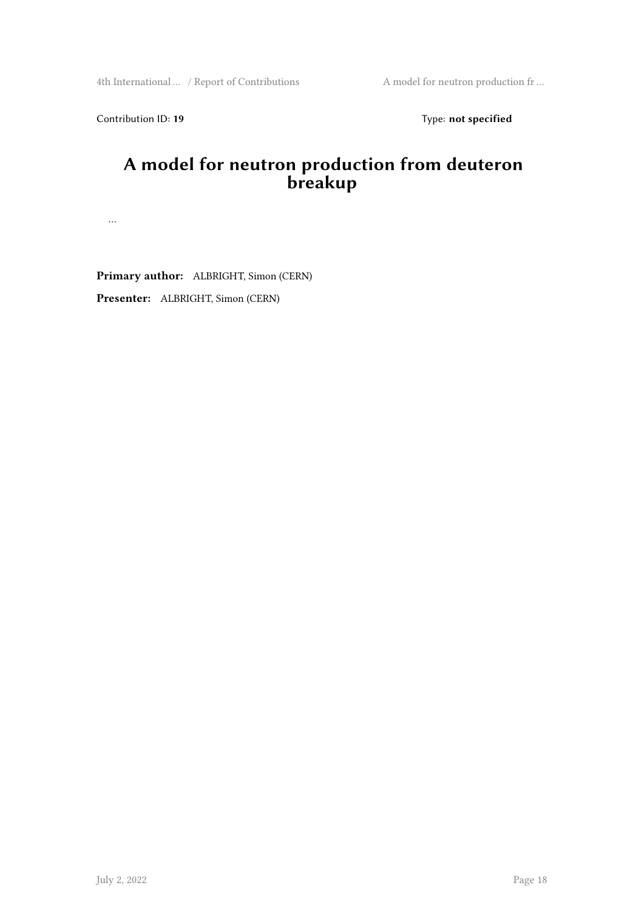Contribution ID: **19** Type: **not specified**

# A model for neutron production from deuteron breakup

…

**Primary author:** ALBRIGHT, Simon (CERN)

**Presenter:** ALBRIGHT, Simon (CERN)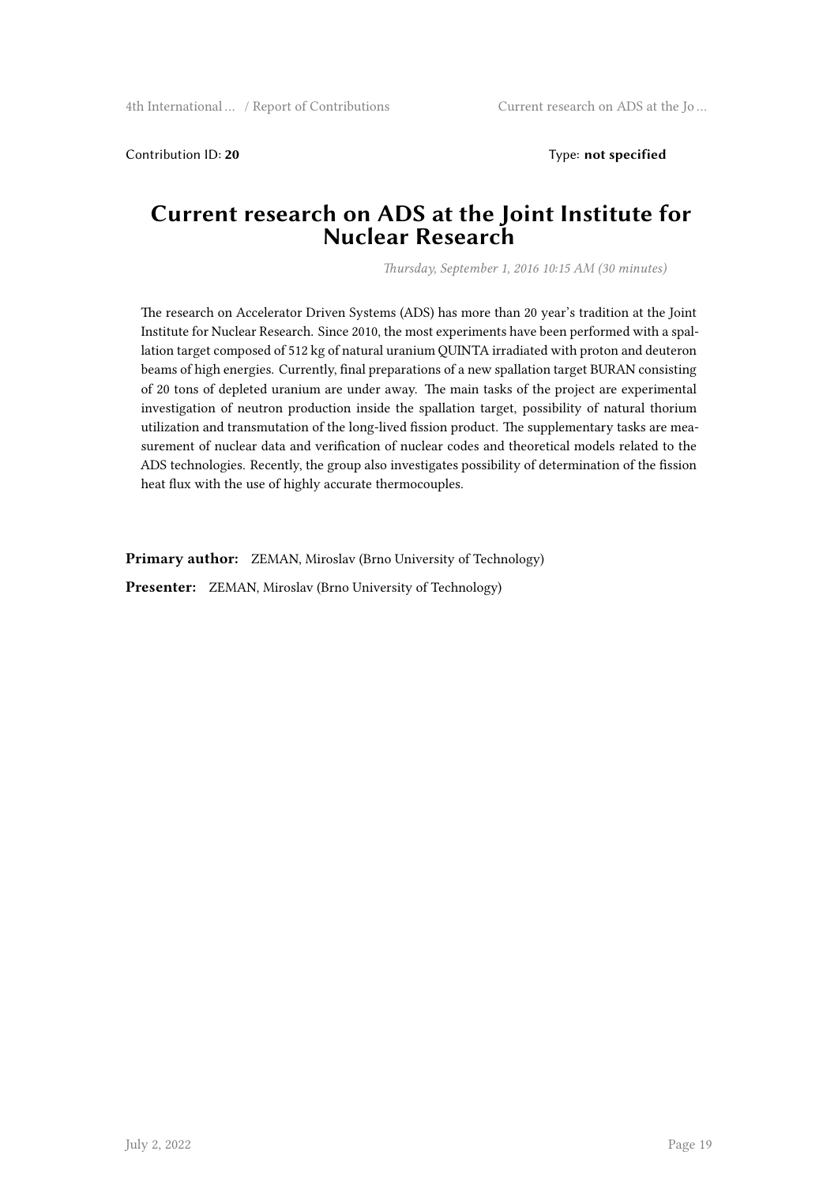Contribution ID: **20** Type: **not specified**

# Current research on ADS at the Joint Institute for Nuclear Research

*Thursday, September 1, 2016 10:15 AM (30 minutes)*

The research on Accelerator Driven Systems (ADS) has more than 20 year's tradition at the Joint Institute for Nuclear Research. Since 2010, the most experiments have been performed with a spallation target composed of 512 kg of natural uranium QUINTA irradiated with proton and deuteron beams of high energies. Currently, final preparations of a new spallation target BURAN consisting of 20 tons of depleted uranium are under away. The main tasks of the project are experimental investigation of neutron production inside the spallation target, possibility of natural thorium utilization and transmutation of the long-lived fission product. The supplementary tasks are measurement of nuclear data and verification of nuclear codes and theoretical models related to the ADS technologies. Recently, the group also investigates possibility of determination of the fission heat flux with the use of highly accurate thermocouples.

**Primary author:** ZEMAN, Miroslav (Brno University of Technology)

**Presenter:** ZEMAN, Miroslav (Brno University of Technology)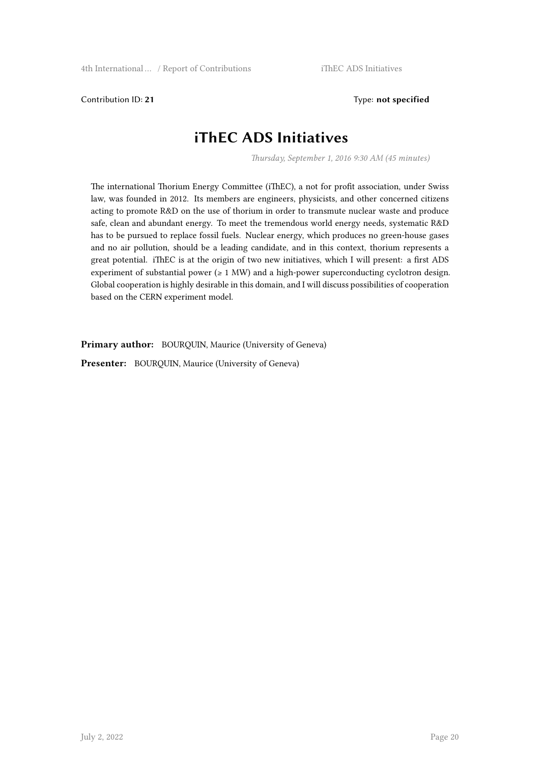Contribution ID: **21** Type: **not specified**

# iThEC ADS Initiatives

*Thursday, September 1, 2016 9:30 AM (45 minutes)*

The international Thorium Energy Committee (iThEC), a not for profit association, under Swiss law, was founded in 2012. Its members are engineers, physicists, and other concerned citizens acting to promote R&D on the use of thorium in order to transmute nuclear waste and produce safe, clean and abundant energy. To meet the tremendous world energy needs, systematic R&D has to be pursued to replace fossil fuels. Nuclear energy, which produces no green-house gases and no air pollution, should be a leading candidate, and in this context, thorium represents a great potential. iThEC is at the origin of two new initiatives, which I will present: a first ADS experiment of substantial power ($\geq$ 1 MW) and a high-power superconducting cyclotron design. Global cooperation is highly desirable in this domain, and I will discuss possibilities of cooperation based on the CERN experiment model.

**Primary author:** BOURQUIN, Maurice (University of Geneva)

**Presenter:** BOURQUIN, Maurice (University of Geneva)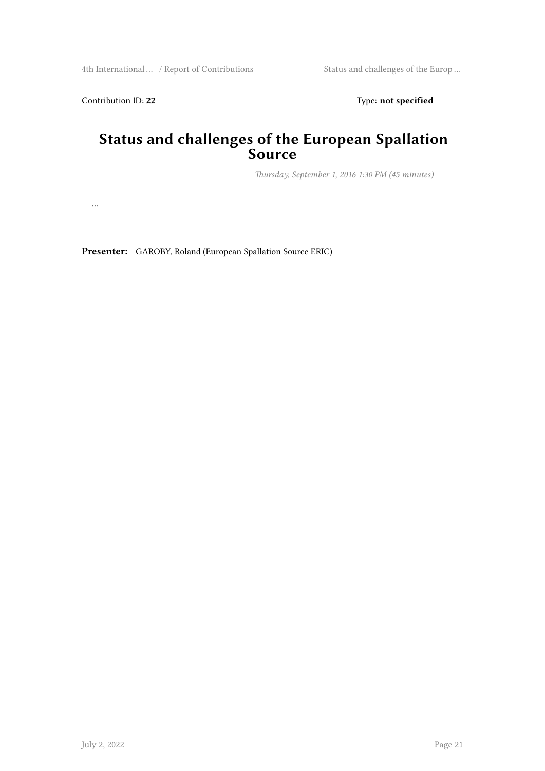Contribution ID: **22** Type: **not specified**

# Status and challenges of the European Spallation Source

*Thursday, September 1, 2016 1:30 PM (45 minutes)*

…

**Presenter:** GAROBY, Roland (European Spallation Source ERIC)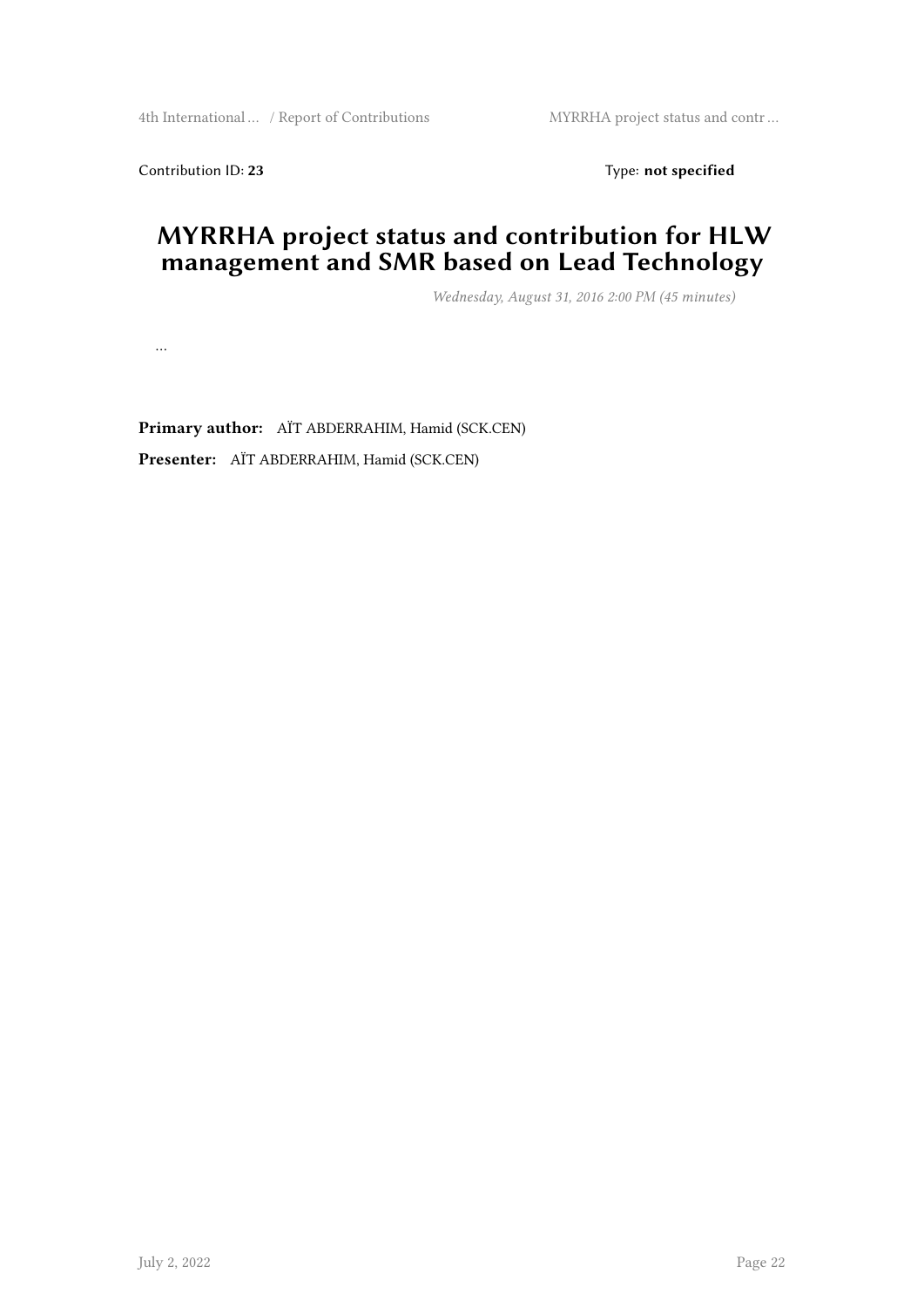Contribution ID: **23** Type: **not specified**

# MYRRHA project status and contribution for HLW management and SMR based on Lead Technology

*Wednesday, August 31, 2016 2:00 PM (45 minutes)*

…

**Primary author:** AÏT ABDERRAHIM, Hamid (SCK.CEN)

**Presenter:** AÏT ABDERRAHIM, Hamid (SCK.CEN)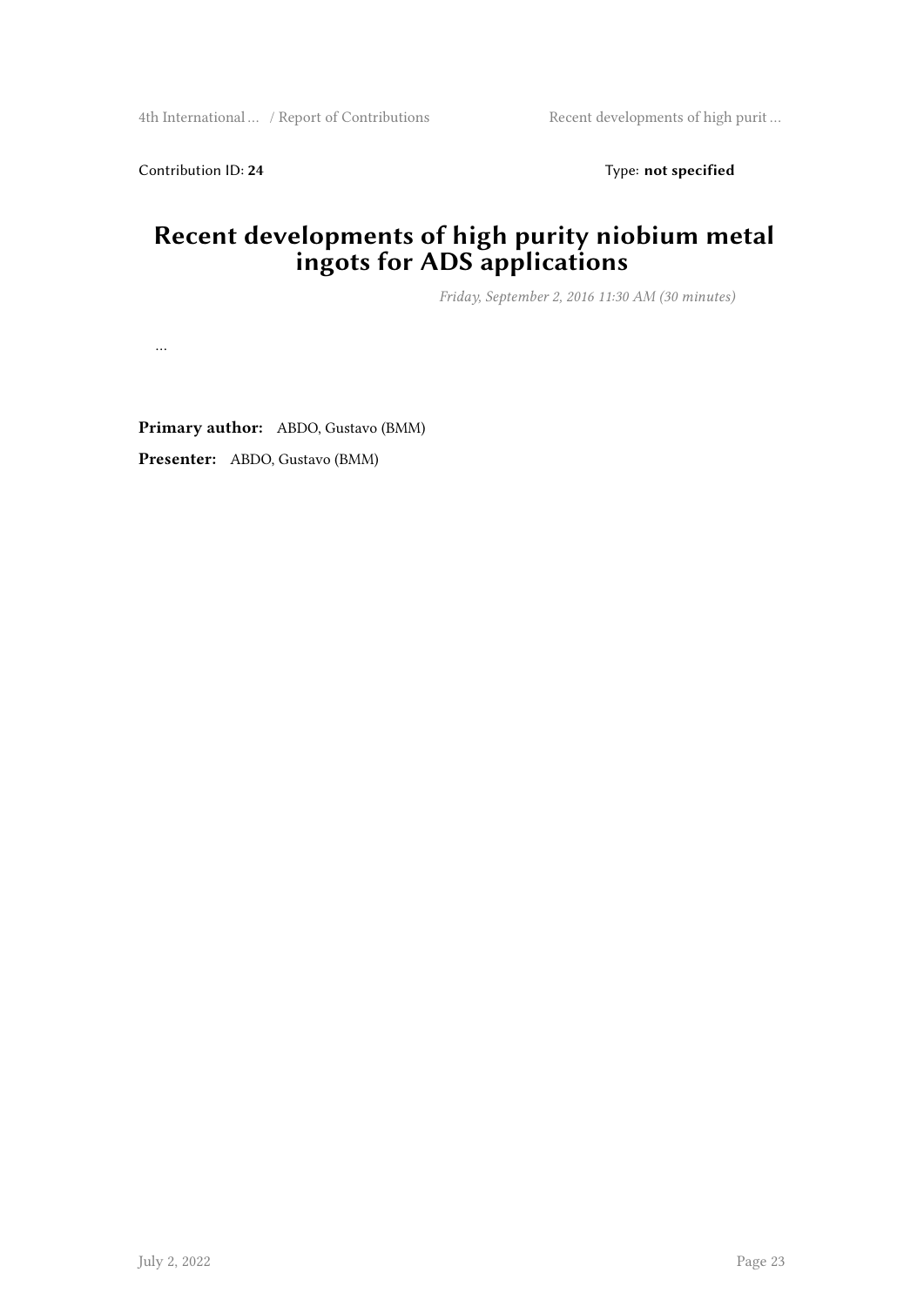Contribution ID: **24**

Type: **not specified**

# Recent developments of high purity niobium metal ingots for ADS applications

*Friday, September 2, 2016 11:30 AM (30 minutes)*

…

**Primary author:** ABDO, Gustavo (BMM)

**Presenter:** ABDO, Gustavo (BMM)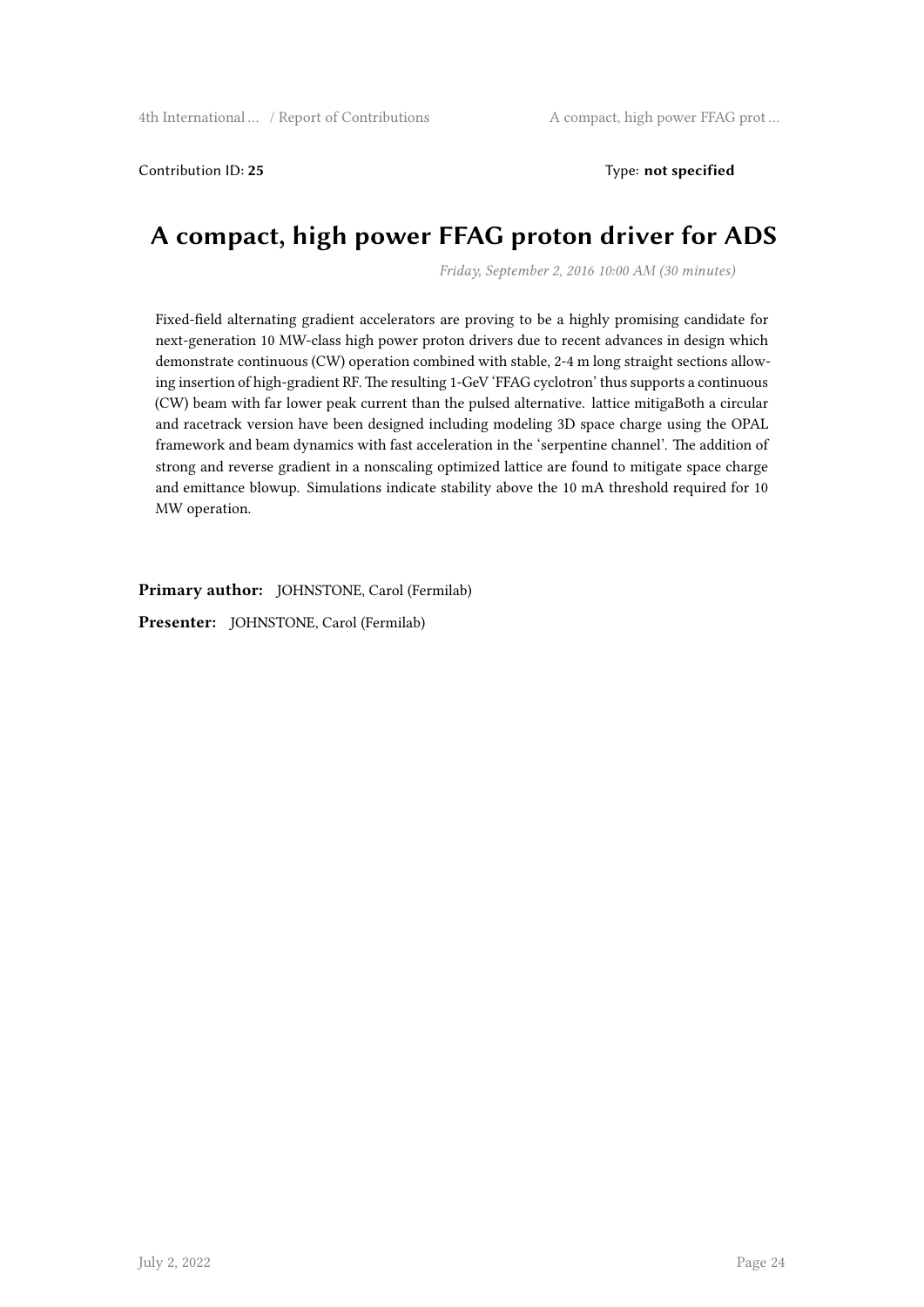Contribution ID: **25** Type: **not specified**

# A compact, high power FFAG proton driver for ADS

*Friday, September 2, 2016 10:00 AM (30 minutes)*

Fixed-field alternating gradient accelerators are proving to be a highly promising candidate for next-generation 10 MW-class high power proton drivers due to recent advances in design which demonstrate continuous (CW) operation combined with stable, 2-4 m long straight sections allowing insertion of high-gradient RF. The resulting 1-GeV 'FFAG cyclotron' thus supports a continuous (CW) beam with far lower peak current than the pulsed alternative. lattice mitigaBoth a circular and racetrack version have been designed including modeling 3D space charge using the OPAL framework and beam dynamics with fast acceleration in the 'serpentine channel'. The addition of strong and reverse gradient in a nonscaling optimized lattice are found to mitigate space charge and emittance blowup. Simulations indicate stability above the 10 mA threshold required for 10 MW operation.

**Primary author:** JOHNSTONE, Carol (Fermilab)

**Presenter:** JOHNSTONE, Carol (Fermilab)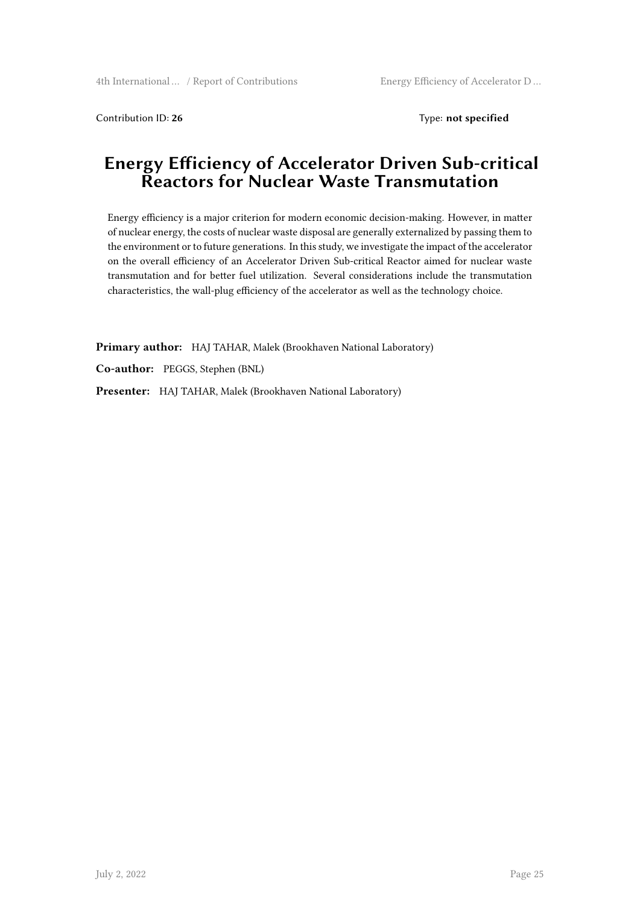Contribution ID: **26**

Type: **not specified**

# Energy Efficiency of Accelerator Driven Sub-critical Reactors for Nuclear Waste Transmutation

Energy efficiency is a major criterion for modern economic decision-making. However, in matter of nuclear energy, the costs of nuclear waste disposal are generally externalized by passing them to the environment or to future generations. In this study, we investigate the impact of the accelerator on the overall efficiency of an Accelerator Driven Sub-critical Reactor aimed for nuclear waste transmutation and for better fuel utilization. Several considerations include the transmutation characteristics, the wall-plug efficiency of the accelerator as well as the technology choice.

**Primary author:** HAJ TAHAR, Malek (Brookhaven National Laboratory)

**Co-author:** PEGGS, Stephen (BNL)

**Presenter:** HAJ TAHAR, Malek (Brookhaven National Laboratory)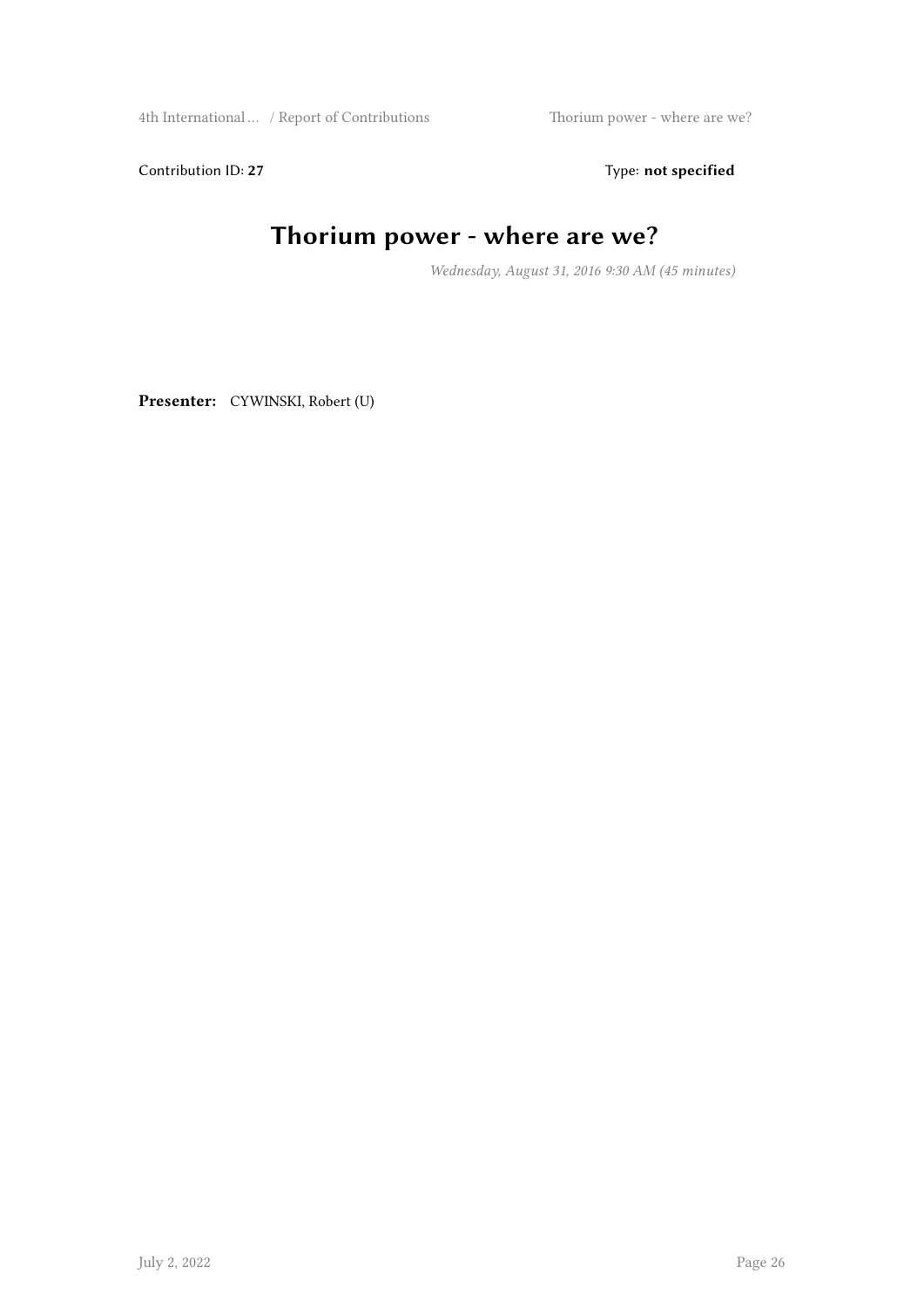Contribution ID: **27** Type: **not specified**

# Thorium power - where are we?

*Wednesday, August 31, 2016 9:30 AM (45 minutes)*

**Presenter:** CYWINSKI, Robert (U)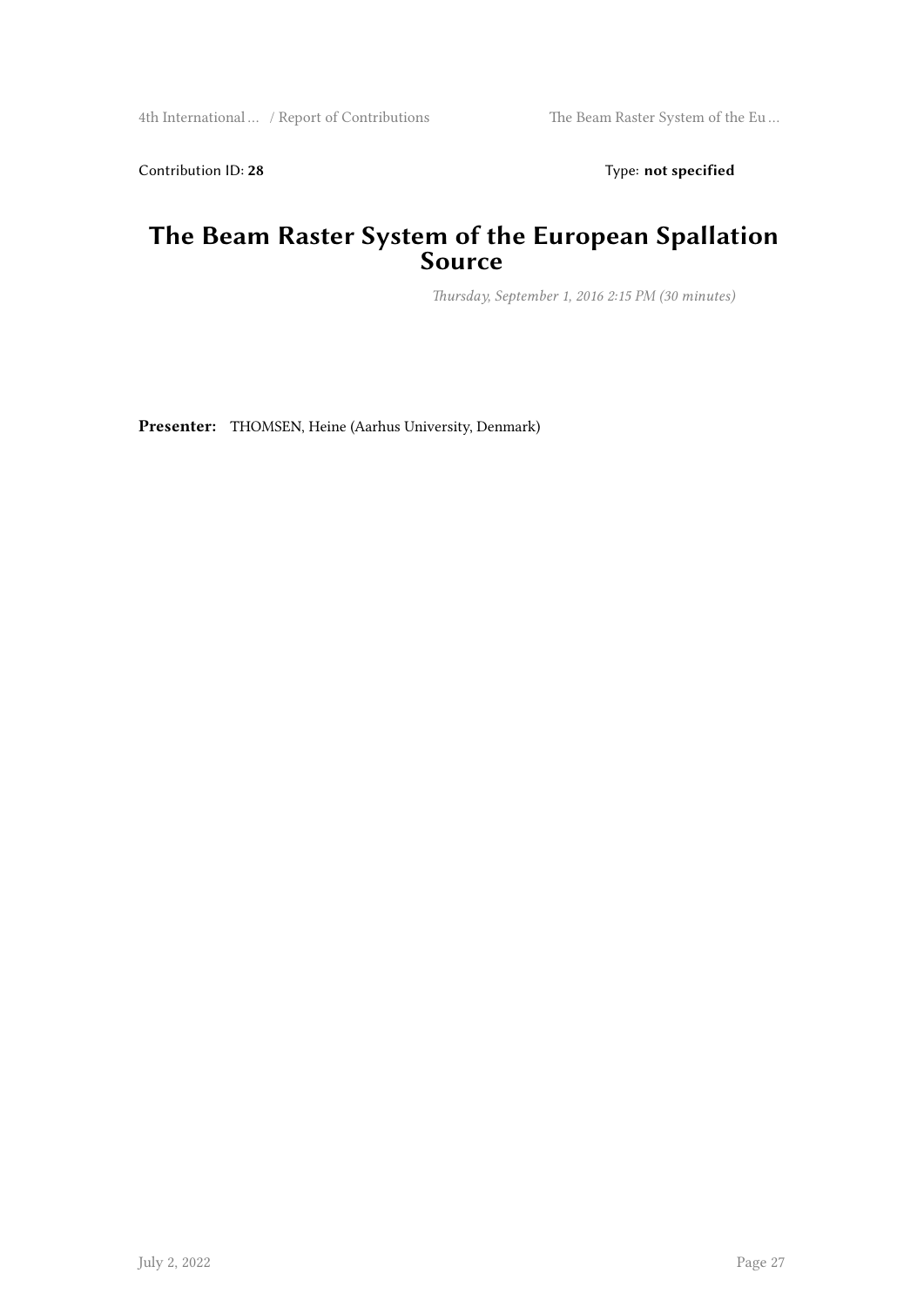Contribution ID: **28** Type: **not specified**

# The Beam Raster System of the European Spallation Source

*Thursday, September 1, 2016 2:15 PM (30 minutes)*

**Presenter:** THOMSEN, Heine (Aarhus University, Denmark)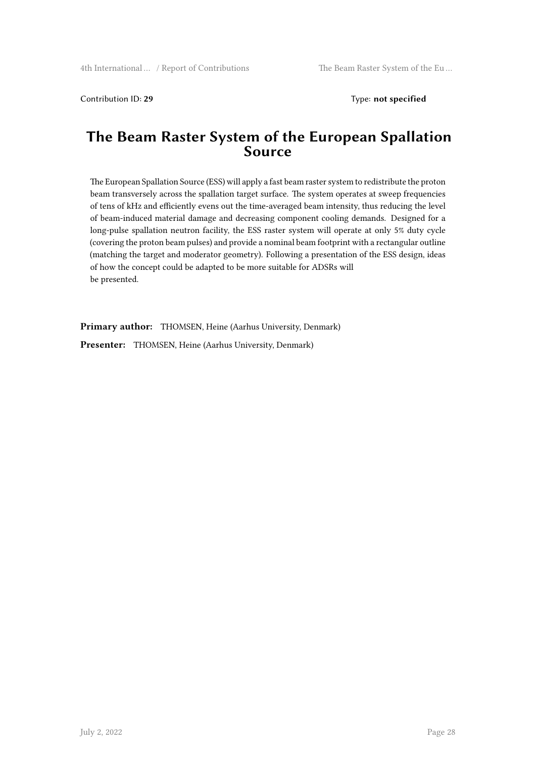Contribution ID: **29** Type: **not specified**

# The Beam Raster System of the European Spallation Source

The European Spallation Source (ESS) will apply a fast beam raster system to redistribute the proton beam transversely across the spallation target surface. The system operates at sweep frequencies of tens of kHz and efficiently evens out the time-averaged beam intensity, thus reducing the level of beam-induced material damage and decreasing component cooling demands. Designed for a long-pulse spallation neutron facility, the ESS raster system will operate at only 5% duty cycle (covering the proton beam pulses) and provide a nominal beam footprint with a rectangular outline (matching the target and moderator geometry). Following a presentation of the ESS design, ideas of how the concept could be adapted to be more suitable for ADSRs will be presented.

**Primary author:** THOMSEN, Heine (Aarhus University, Denmark)

**Presenter:** THOMSEN, Heine (Aarhus University, Denmark)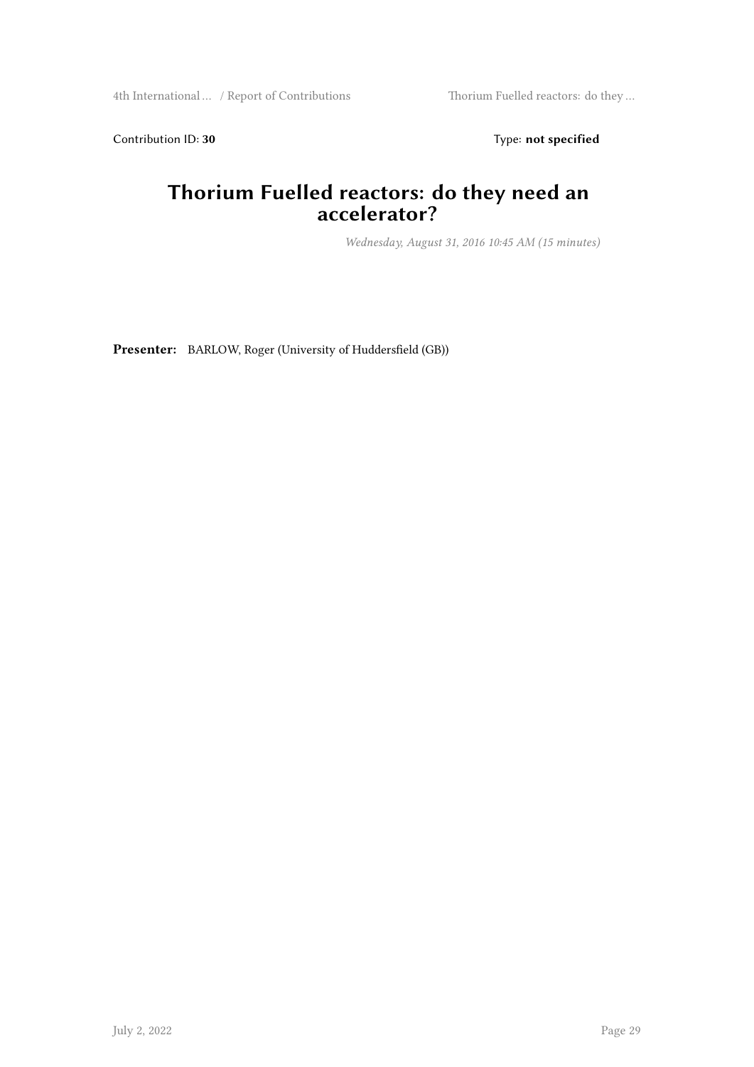Contribution ID: **30** Type: **not specified**

# Thorium Fuelled reactors: do they need an accelerator?

*Wednesday, August 31, 2016 10:45 AM (15 minutes)*

**Presenter:** BARLOW, Roger (University of Huddersfield (GB))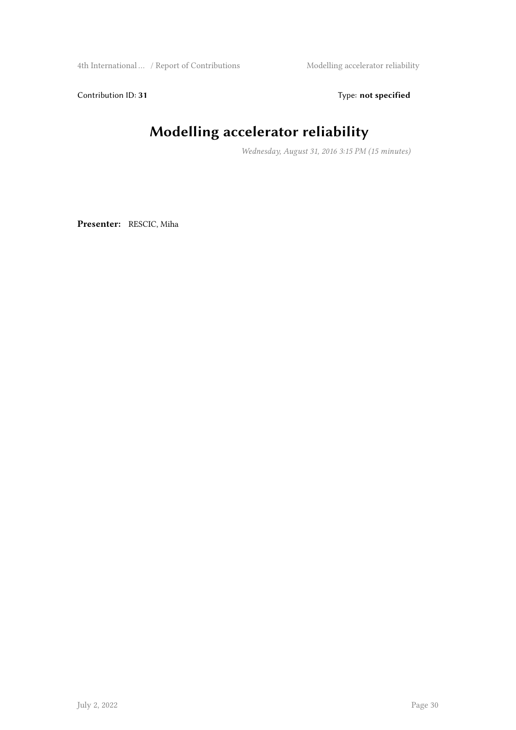Contribution ID: **31** Type: **not specified**

# Modelling accelerator reliability

*Wednesday, August 31, 2016 3:15 PM (15 minutes)*

**Presenter:** RESCIC, Miha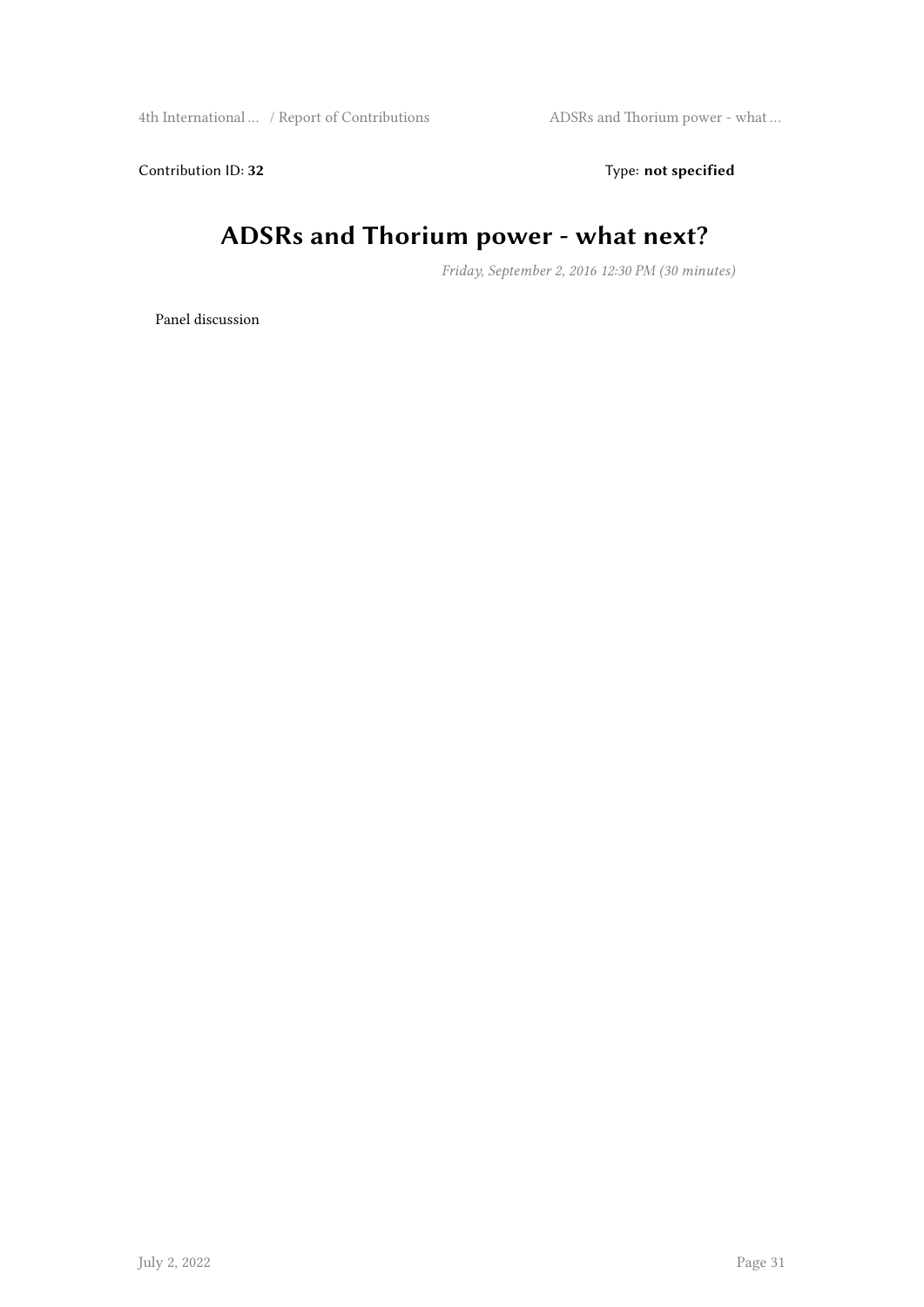Contribution ID: **32** Type: **not specified**

# ADSRs and Thorium power - what next?

*Friday, September 2, 2016 12:30 PM (30 minutes)*

Panel discussion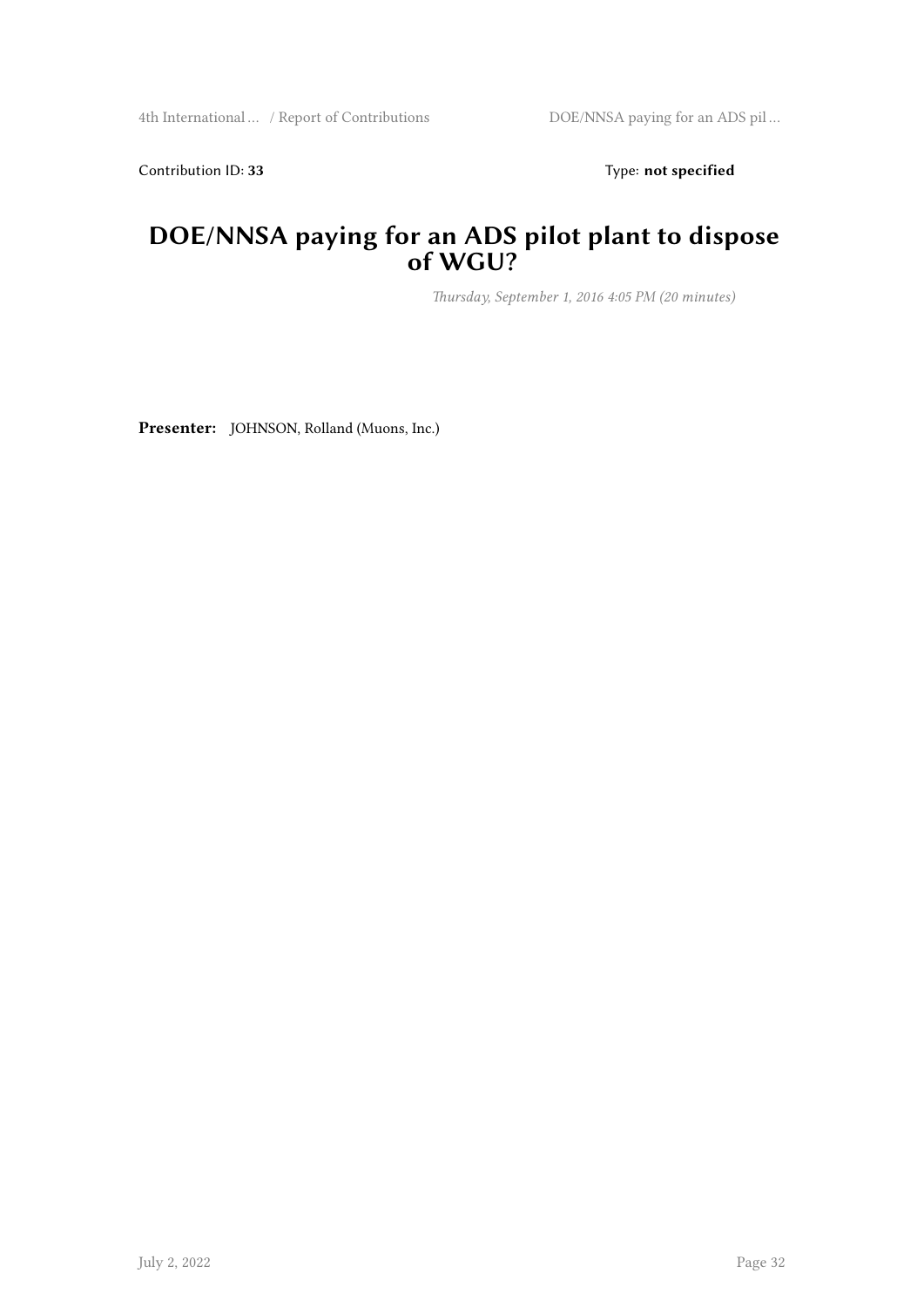Contribution ID: **33** Type: **not specified**

# DOE/NNSA paying for an ADS pilot plant to dispose of WGU?

*Thursday, September 1, 2016 4:05 PM (20 minutes)*

**Presenter:** JOHNSON, Rolland (Muons, Inc.)